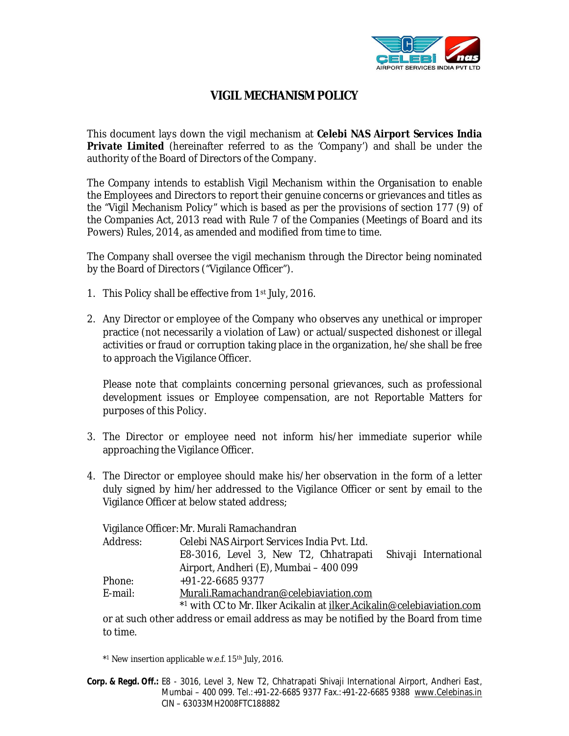# VIGIL MECHANISM POLICY

This document lays down the vigil mechanism at **Celebi NAS Airport Services India Private Limited** (hereinafter referred to as the 'Company') and shall be under the authority of the Board of Directors of the Company.

The Company intends to establish Vigil Mechanism within the Organisation to enable the Employees and Directors to report their genuine concerns or grievances and titles as the "Vigil Mechanism Policy" which is based as per the provisions of section 177 (9) of the Companies Act, 2013 read with Rule 7 of the Companies (Meetings of Board and its Powers) Rules, 2014, as amended and modified from time to time.

The Company shall oversee the vigil mechanism through the Director being nominated by the Board of Directors ("Vigilance Officer").

1. This Policy shall be effective from 1st July, 2016.

2. Any Director or employee of the Company who observes any unethical or improper practice (not necessarily a violation of Law) or actual/suspected dishonest or illegal activities or fraud or corruption taking place in the organization, he/she shall be free to approach the Vigilance Officer.

   Please note that complaints concerning personal grievances, such as professional development issues or Employee compensation, are not Reportable Matters for purposes of this Policy.

3. The Director or employee need not inform his/her immediate superior while approaching the Vigilance Officer.

4. The Director or employee should make his/her observation in the form of a letter duly signed by him/her addressed to the Vigilance Officer or sent by email to the Vigilance Officer at below stated address;

   Vigilance Officer: Mr. Murali Ramachandran
   Address: Celebi NAS Airport Services India Pvt. Ltd.
   E8-3016, Level 3, New T2, Chhatrapati Shivaji International Airport, Andheri (E), Mumbai – 400 099
   Phone: +91-22-6685 9377
   E-mail: Murali.Ramachandran@celebiaviation.com
   *[1] with CC to Mr. Ilker Acikalin at ilker.Acikalin@celebiaviation.com

   or at such other address or email address as may be notified by the Board from time to time.

*[1] New insertion applicable w.e.f. 15th July, 2016.

**Corp. & Regd. Off.:** E8 - 3016, Level 3, New T2, Chhatrapati Shivaji International Airport, Andheri East, Mumbai – 400 099. Tel.:+91-22-6685 9377 Fax.:+91-22-6685 9388 www.Celebinas.in
CIN – 63033MH2008FTC188882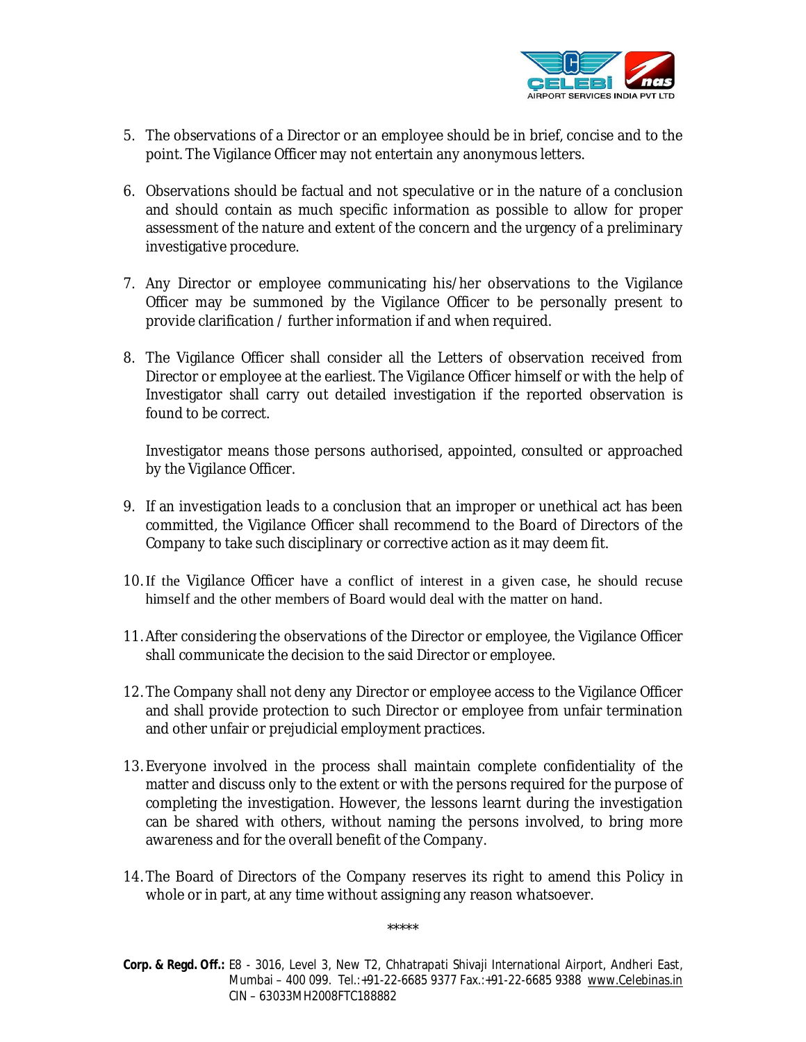5. The observations of a Director or an employee should be in brief, concise and to the point. The Vigilance Officer may not entertain any anonymous letters.

6. Observations should be factual and not speculative or in the nature of a conclusion and should contain as much specific information as possible to allow for proper assessment of the nature and extent of the concern and the urgency of a preliminary investigative procedure.

7. Any Director or employee communicating his/her observations to the Vigilance Officer may be summoned by the Vigilance Officer to be personally present to provide clarification / further information if and when required.

8. The Vigilance Officer shall consider all the Letters of observation received from Director or employee at the earliest. The Vigilance Officer himself or with the help of Investigator shall carry out detailed investigation if the reported observation is found to be correct.

   Investigator means those persons authorised, appointed, consulted or approached by the Vigilance Officer.

9. If an investigation leads to a conclusion that an improper or unethical act has been committed, the Vigilance Officer shall recommend to the Board of Directors of the Company to take such disciplinary or corrective action as it may deem fit.

10. If the Vigilance Officer have a conflict of interest in a given case, he should recuse himself and the other members of Board would deal with the matter on hand.

11. After considering the observations of the Director or employee, the Vigilance Officer shall communicate the decision to the said Director or employee.

12. The Company shall not deny any Director or employee access to the Vigilance Officer and shall provide protection to such Director or employee from unfair termination and other unfair or prejudicial employment practices.

13. Everyone involved in the process shall maintain complete confidentiality of the matter and discuss only to the extent or with the persons required for the purpose of completing the investigation. However, the lessons learnt during the investigation can be shared with others, without naming the persons involved, to bring more awareness and for the overall benefit of the Company.

14. The Board of Directors of the Company reserves its right to amend this Policy in whole or in part, at any time without assigning any reason whatsoever.

*****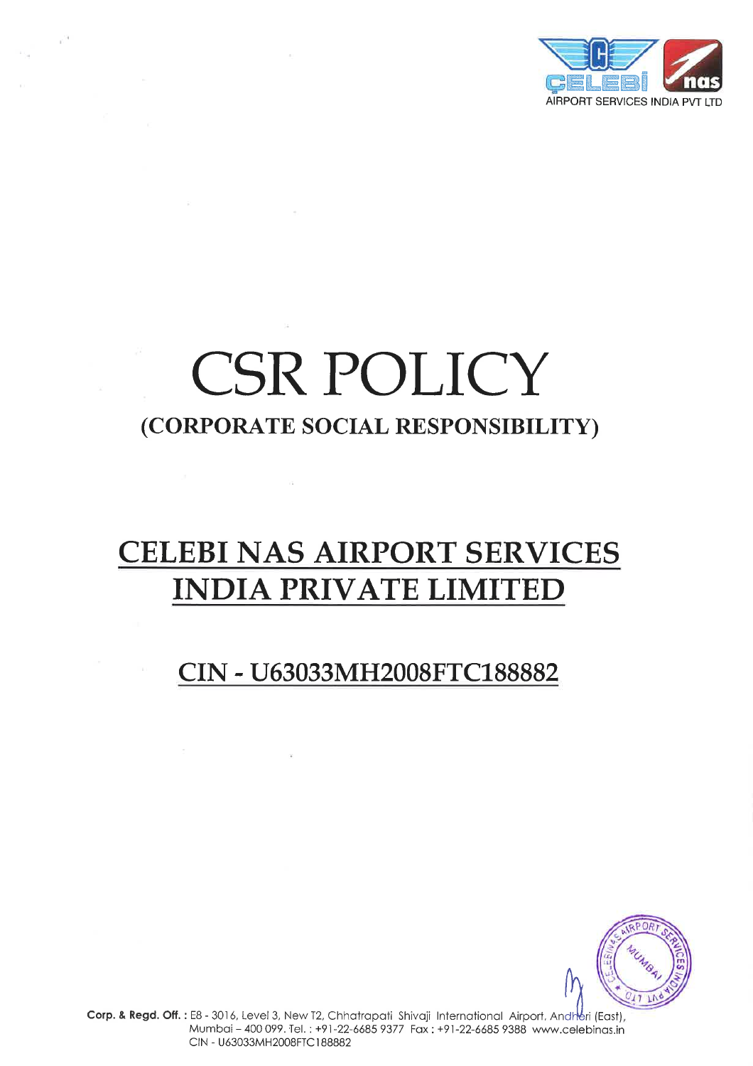# CSR POLICY

## (CORPORATE SOCIAL RESPONSIBILITY)

## CELEBI NAS AIRPORT SERVICES INDIA PRIVATE LIMITED

## CIN - U63033MH2008FTC188882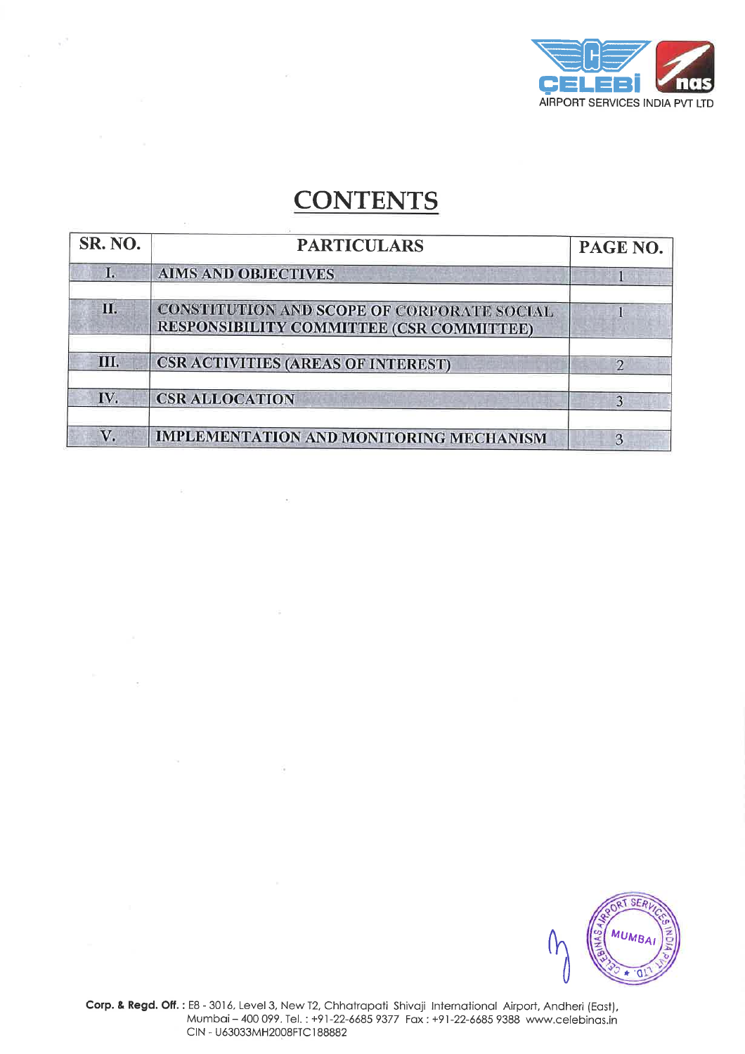# CONTENTS

| SR. NO. | PARTICULARS | PAGE NO. |
|---|---|---|
| I. | AIMS AND OBJECTIVES | 1 |
| II. | CONSTITUTION AND SCOPE OF CORPORATE SOCIAL RESPONSIBILITY COMMITTEE (CSR COMMITTEE) | 1 |
| III. | CSR ACTIVITIES (AREAS OF INTEREST) | 2 |
| IV. | CSR ALLOCATION | 3 |
| V. | IMPLEMENTATION AND MONITORING MECHANISM | 3 |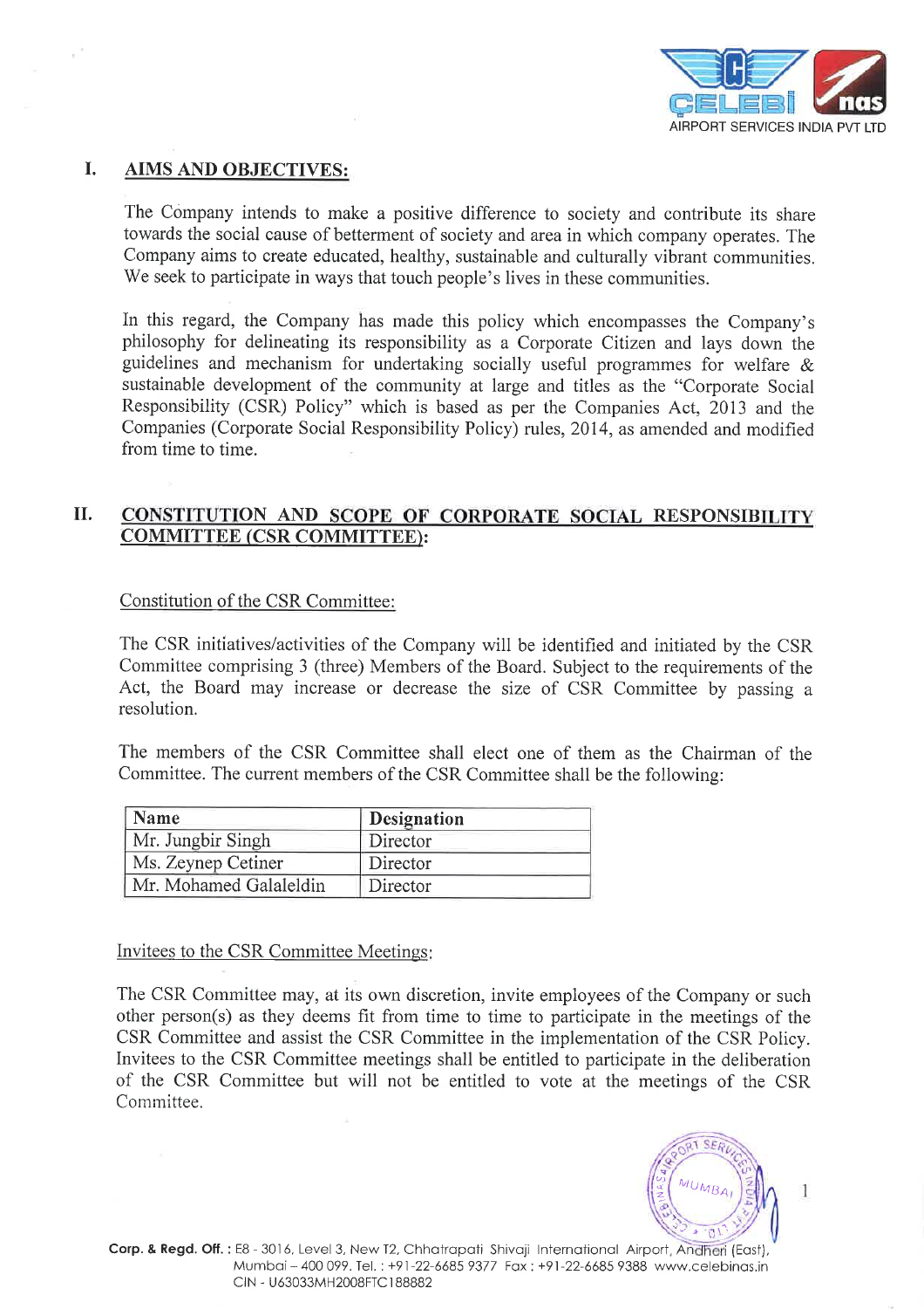## I. AIMS AND OBJECTIVES:

The Company intends to make a positive difference to society and contribute its share towards the social cause of betterment of society and area in which company operates. The Company aims to create educated, healthy, sustainable and culturally vibrant communities. We seek to participate in ways that touch people's lives in these communities.

In this regard, the Company has made this policy which encompasses the Company's philosophy for delineating its responsibility as a Corporate Citizen and lays down the guidelines and mechanism for undertaking socially useful programmes for welfare & sustainable development of the community at large and titles as the "Corporate Social Responsibility (CSR) Policy" which is based as per the Companies Act, 2013 and the Companies (Corporate Social Responsibility Policy) rules, 2014, as amended and modified from time to time.

## II. CONSTITUTION AND SCOPE OF CORPORATE SOCIAL RESPONSIBILITY COMMITTEE (CSR COMMITTEE):

Constitution of the CSR Committee:

The CSR initiatives/activities of the Company will be identified and initiated by the CSR Committee comprising 3 (three) Members of the Board. Subject to the requirements of the Act, the Board may increase or decrease the size of CSR Committee by passing a resolution.

The members of the CSR Committee shall elect one of them as the Chairman of the Committee. The current members of the CSR Committee shall be the following:

| Name | Designation |
|---|---|
| Mr. Jungbir Singh | Director |
| Ms. Zeynep Cetiner | Director |
| Mr. Mohamed Galaleldin | Director |

Invitees to the CSR Committee Meetings:

The CSR Committee may, at its own discretion, invite employees of the Company or such other person(s) as they deems fit from time to time to participate in the meetings of the CSR Committee and assist the CSR Committee in the implementation of the CSR Policy. Invitees to the CSR Committee meetings shall be entitled to participate in the deliberation of the CSR Committee but will not be entitled to vote at the meetings of the CSR Committee.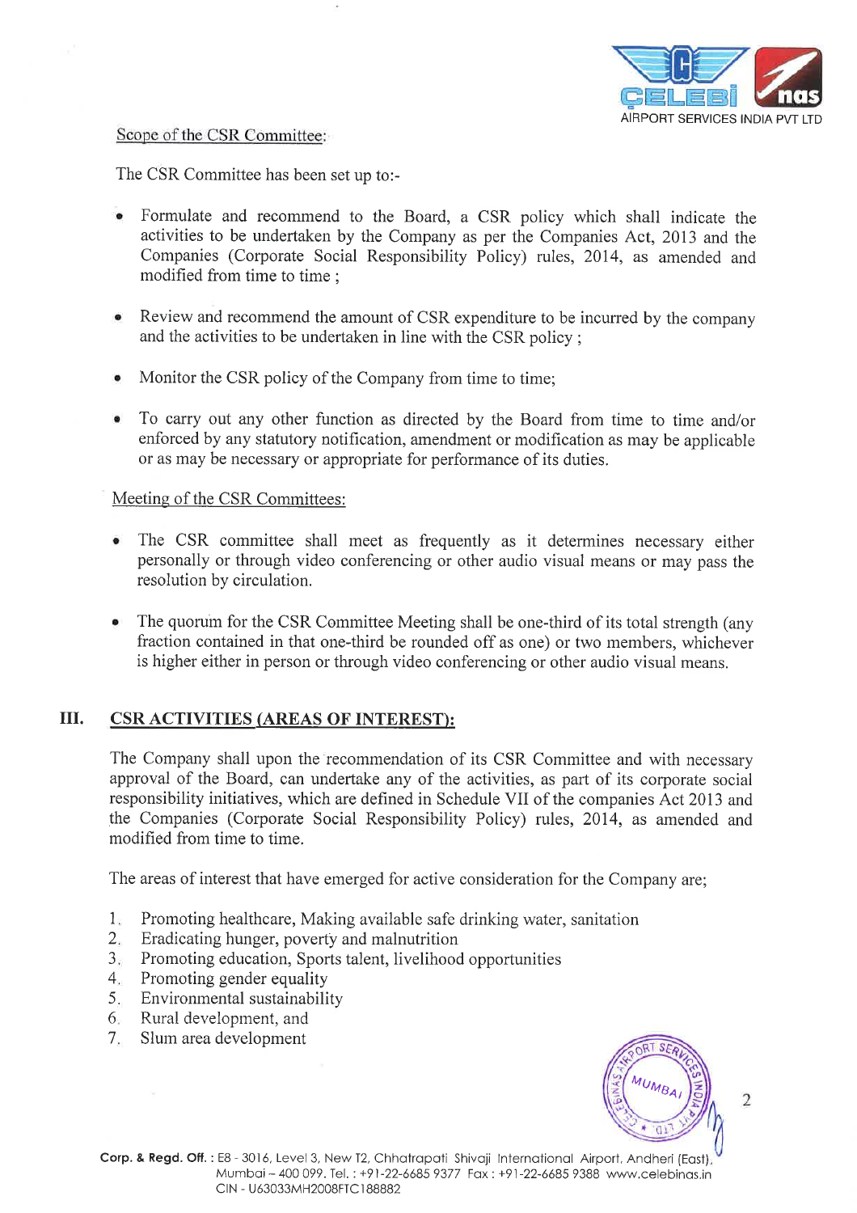Scope of the CSR Committee:

The CSR Committee has been set up to:-

- Formulate and recommend to the Board, a CSR policy which shall indicate the activities to be undertaken by the Company as per the Companies Act, 2013 and the Companies (Corporate Social Responsibility Policy) rules, 2014, as amended and modified from time to time ;
- Review and recommend the amount of CSR expenditure to be incurred by the company and the activities to be undertaken in line with the CSR policy ;
- Monitor the CSR policy of the Company from time to time;
- To carry out any other function as directed by the Board from time to time and/or enforced by any statutory notification, amendment or modification as may be applicable or as may be necessary or appropriate for performance of its duties.

Meeting of the CSR Committees:

- The CSR committee shall meet as frequently as it determines necessary either personally or through video conferencing or other audio visual means or may pass the resolution by circulation.
- The quorum for the CSR Committee Meeting shall be one-third of its total strength (any fraction contained in that one-third be rounded off as one) or two members, whichever is higher either in person or through video conferencing or other audio visual means.

## III. CSR ACTIVITIES (AREAS OF INTEREST):

The Company shall upon the recommendation of its CSR Committee and with necessary approval of the Board, can undertake any of the activities, as part of its corporate social responsibility initiatives, which are defined in Schedule VII of the companies Act 2013 and the Companies (Corporate Social Responsibility Policy) rules, 2014, as amended and modified from time to time.

The areas of interest that have emerged for active consideration for the Company are;

1. Promoting healthcare, Making available safe drinking water, sanitation
2. Eradicating hunger, poverty and malnutrition
3. Promoting education, Sports talent, livelihood opportunities
4. Promoting gender equality
5. Environmental sustainability
6. Rural development, and
7. Slum area development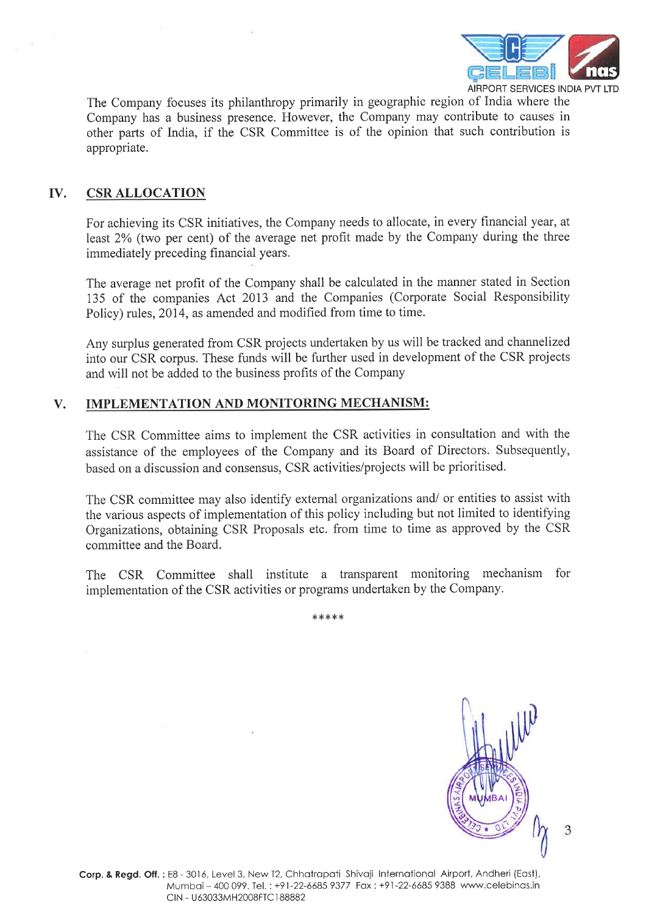The Company focuses its philanthropy primarily in geographic region of India where the Company has a business presence. However, the Company may contribute to causes in other parts of India, if the CSR Committee is of the opinion that such contribution is appropriate.

## IV. CSR ALLOCATION

For achieving its CSR initiatives, the Company needs to allocate, in every financial year, at least 2% (two per cent) of the average net profit made by the Company during the three immediately preceding financial years.

The average net profit of the Company shall be calculated in the manner stated in Section 135 of the companies Act 2013 and the Companies (Corporate Social Responsibility Policy) rules, 2014, as amended and modified from time to time.

Any surplus generated from CSR projects undertaken by us will be tracked and channelized into our CSR corpus. These funds will be further used in development of the CSR projects and will not be added to the business profits of the Company

## V. IMPLEMENTATION AND MONITORING MECHANISM:

The CSR Committee aims to implement the CSR activities in consultation and with the assistance of the employees of the Company and its Board of Directors. Subsequently, based on a discussion and consensus, CSR activities/projects will be prioritised.

The CSR committee may also identify external organizations and/ or entities to assist with the various aspects of implementation of this policy including but not limited to identifying Organizations, obtaining CSR Proposals etc. from time to time as approved by the CSR committee and the Board.

The CSR Committee shall institute a transparent monitoring mechanism for implementation of the CSR activities or programs undertaken by the Company.

*****